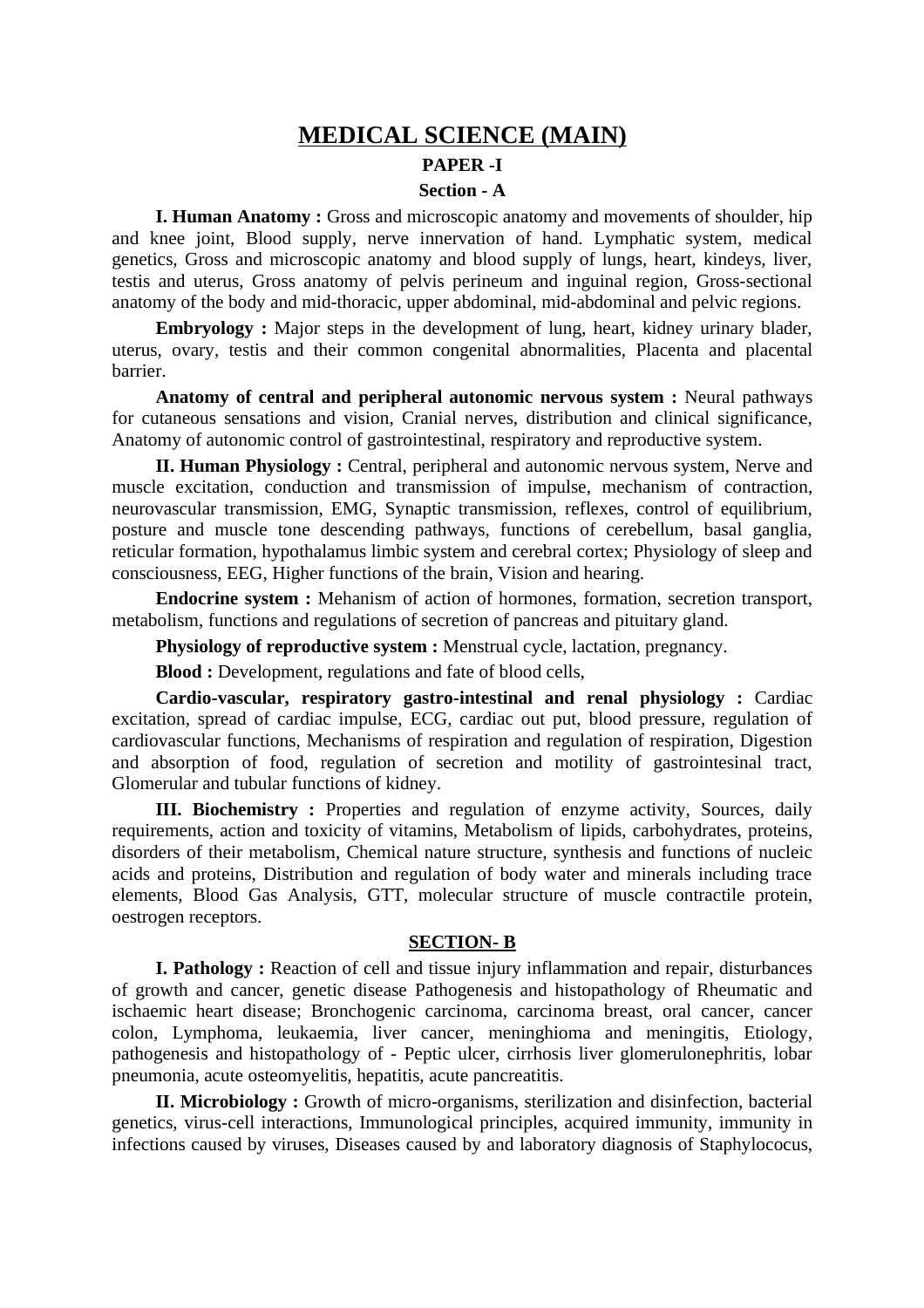# MEDICAL SCIENCE (MAIN)

## PAPER -I

### Section - A

**I. Human Anatomy :** Gross and microscopic anatomy and movements of shoulder, hip and knee joint, Blood supply, nerve innervation of hand. Lymphatic system, medical genetics, Gross and microscopic anatomy and blood supply of lungs, heart, kindeys, liver, testis and uterus, Gross anatomy of pelvis perineum and inguinal region, Gross-sectional anatomy of the body and mid-thoracic, upper abdominal, mid-abdominal and pelvic regions.

**Embryology :** Major steps in the development of lung, heart, kidney urinary blader, uterus, ovary, testis and their common congenital abnormalities, Placenta and placental barrier.

**Anatomy of central and peripheral autonomic nervous system :** Neural pathways for cutaneous sensations and vision, Cranial nerves, distribution and clinical significance, Anatomy of autonomic control of gastrointestinal, respiratory and reproductive system.

**II. Human Physiology :** Central, peripheral and autonomic nervous system, Nerve and muscle excitation, conduction and transmission of impulse, mechanism of contraction, neurovascular transmission, EMG, Synaptic transmission, reflexes, control of equilibrium, posture and muscle tone descending pathways, functions of cerebellum, basal ganglia, reticular formation, hypothalamus limbic system and cerebral cortex; Physiology of sleep and consciousness, EEG, Higher functions of the brain, Vision and hearing.

**Endocrine system :** Mehanism of action of hormones, formation, secretion transport, metabolism, functions and regulations of secretion of pancreas and pituitary gland.

**Physiology of reproductive system :** Menstrual cycle, lactation, pregnancy.

**Blood :** Development, regulations and fate of blood cells,

**Cardio-vascular, respiratory gastro-intestinal and renal physiology :** Cardiac excitation, spread of cardiac impulse, ECG, cardiac out put, blood pressure, regulation of cardiovascular functions, Mechanisms of respiration and regulation of respiration, Digestion and absorption of food, regulation of secretion and motility of gastrointesinal tract, Glomerular and tubular functions of kidney.

**III. Biochemistry :** Properties and regulation of enzyme activity, Sources, daily requirements, action and toxicity of vitamins, Metabolism of lipids, carbohydrates, proteins, disorders of their metabolism, Chemical nature structure, synthesis and functions of nucleic acids and proteins, Distribution and regulation of body water and minerals including trace elements, Blood Gas Analysis, GTT, molecular structure of muscle contractile protein, oestrogen receptors.

### SECTION- B

**I. Pathology :** Reaction of cell and tissue injury inflammation and repair, disturbances of growth and cancer, genetic disease Pathogenesis and histopathology of Rheumatic and ischaemic heart disease; Bronchogenic carcinoma, carcinoma breast, oral cancer, cancer colon, Lymphoma, leukaemia, liver cancer, meninghioma and meningitis, Etiology, pathogenesis and histopathology of - Peptic ulcer, cirrhosis liver glomerulonephritis, lobar pneumonia, acute osteomyelitis, hepatitis, acute pancreatitis.

**II. Microbiology :** Growth of micro-organisms, sterilization and disinfection, bacterial genetics, virus-cell interactions, Immunological principles, acquired immunity, immunity in infections caused by viruses, Diseases caused by and laboratory diagnosis of Staphylococus,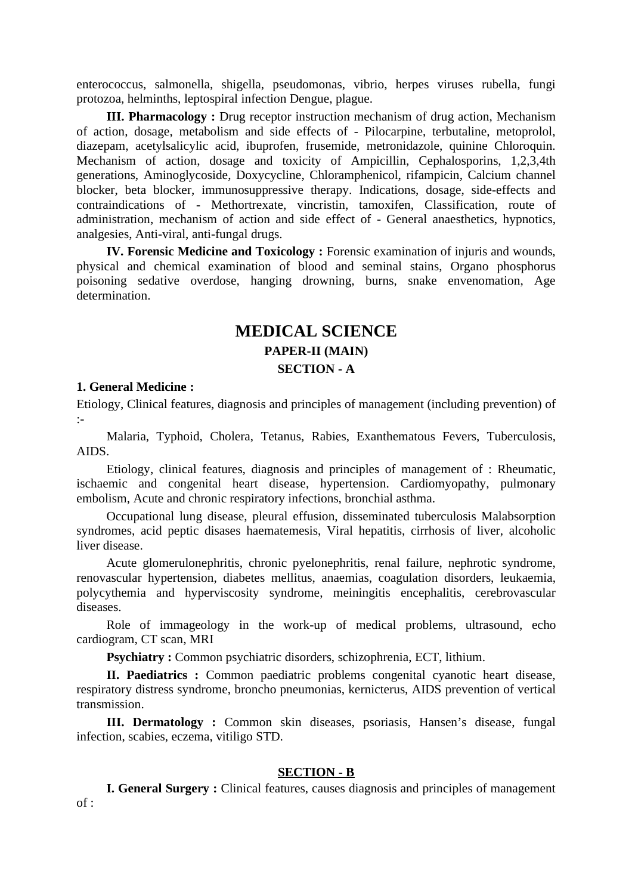enterococcus, salmonella, shigella, pseudomonas, vibrio, herpes viruses rubella, fungi protozoa, helminths, leptospiral infection Dengue, plague.

**III. Pharmacology :** Drug receptor instruction mechanism of drug action, Mechanism of action, dosage, metabolism and side effects of - Pilocarpine, terbutaline, metoprolol, diazepam, acetylsalicylic acid, ibuprofen, frusemide, metronidazole, quinine Chloroquin. Mechanism of action, dosage and toxicity of Ampicillin, Cephalosporins, 1,2,3,4th generations, Aminoglycoside, Doxycycline, Chloramphenicol, rifampicin, Calcium channel blocker, beta blocker, immunosuppressive therapy. Indications, dosage, side-effects and contraindications of - Methortrexate, vincristin, tamoxifen, Classification, route of administration, mechanism of action and side effect of - General anaesthetics, hypnotics, analgesies, Anti-viral, anti-fungal drugs.

**IV. Forensic Medicine and Toxicology :** Forensic examination of injuris and wounds, physical and chemical examination of blood and seminal stains, Organo phosphorus poisoning sedative overdose, hanging drowning, burns, snake envenomation, Age determination.

# MEDICAL SCIENCE

## PAPER-II (MAIN)

### SECTION - A

**1. General Medicine :**

Etiology, Clinical features, diagnosis and principles of management (including prevention) of :-

Malaria, Typhoid, Cholera, Tetanus, Rabies, Exanthematous Fevers, Tuberculosis, AIDS.

Etiology, clinical features, diagnosis and principles of management of : Rheumatic, ischaemic and congenital heart disease, hypertension. Cardiomyopathy, pulmonary embolism, Acute and chronic respiratory infections, bronchial asthma.

Occupational lung disease, pleural effusion, disseminated tuberculosis Malabsorption syndromes, acid peptic disases haematemesis, Viral hepatitis, cirrhosis of liver, alcoholic liver disease.

Acute glomerulonephritis, chronic pyelonephritis, renal failure, nephrotic syndrome, renovascular hypertension, diabetes mellitus, anaemias, coagulation disorders, leukaemia, polycythemia and hyperviscosity syndrome, meiningitis encephalitis, cerebrovascular diseases.

Role of immageology in the work-up of medical problems, ultrasound, echo cardiogram, CT scan, MRI

**Psychiatry :** Common psychiatric disorders, schizophrenia, ECT, lithium.

**II. Paediatrics :** Common paediatric problems congenital cyanotic heart disease, respiratory distress syndrome, broncho pneumonias, kernicterus, AIDS prevention of vertical transmission.

**III. Dermatology :** Common skin diseases, psoriasis, Hansen's disease, fungal infection, scabies, eczema, vitiligo STD.

### SECTION - B

**I. General Surgery :** Clinical features, causes diagnosis and principles of management of :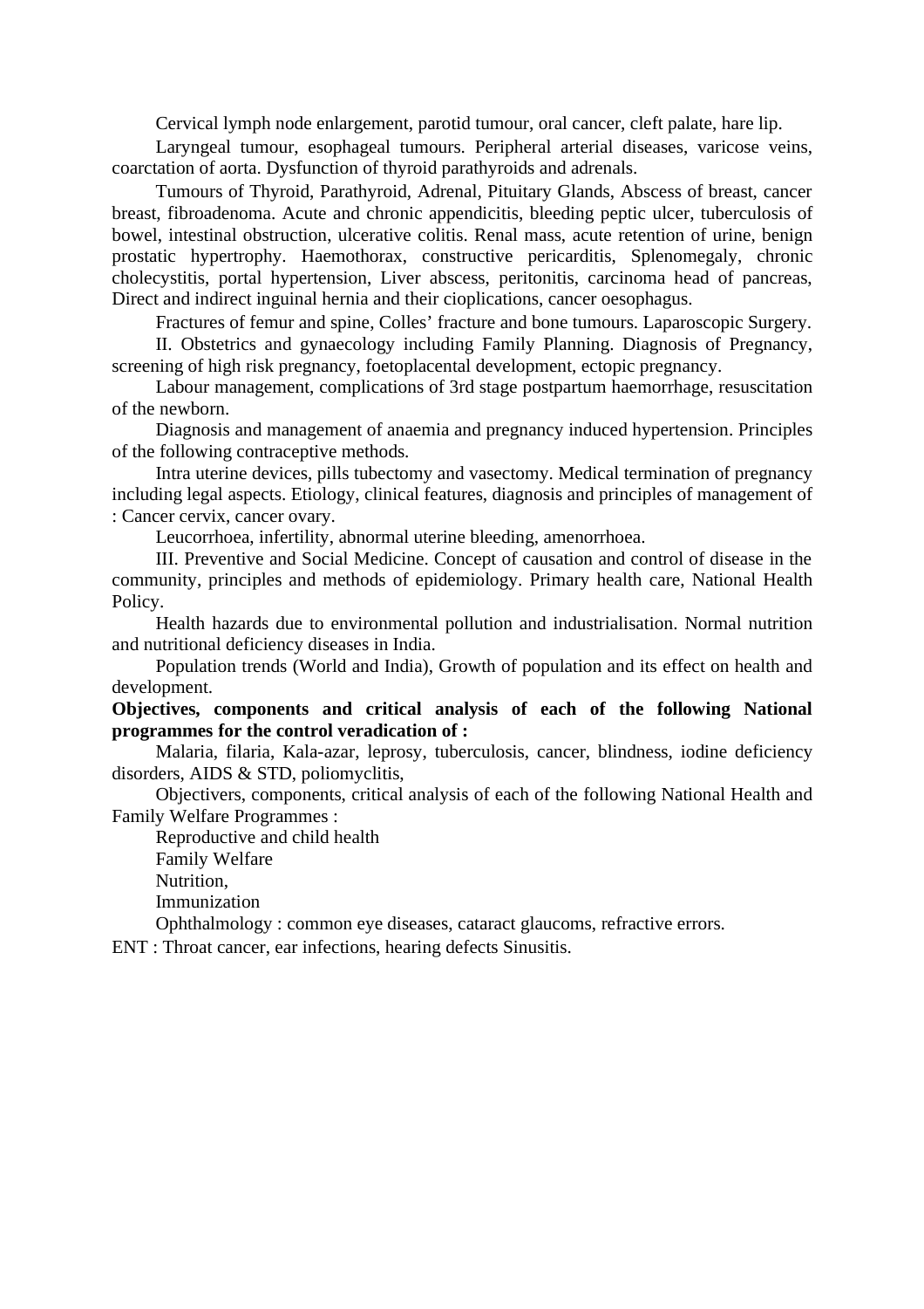Cervical lymph node enlargement, parotid tumour, oral cancer, cleft palate, hare lip.

Laryngeal tumour, esophageal tumours. Peripheral arterial diseases, varicose veins, coarctation of aorta. Dysfunction of thyroid parathyroids and adrenals.

Tumours of Thyroid, Parathyroid, Adrenal, Pituitary Glands, Abscess of breast, cancer breast, fibroadenoma. Acute and chronic appendicitis, bleeding peptic ulcer, tuberculosis of bowel, intestinal obstruction, ulcerative colitis. Renal mass, acute retention of urine, benign prostatic hypertrophy. Haemothorax, constructive pericarditis, Splenomegaly, chronic cholecystitis, portal hypertension, Liver abscess, peritonitis, carcinoma head of pancreas, Direct and indirect inguinal hernia and their cioplications, cancer oesophagus.

Fractures of femur and spine, Colles' fracture and bone tumours. Laparoscopic Surgery.

II. Obstetrics and gynaecology including Family Planning. Diagnosis of Pregnancy, screening of high risk pregnancy, foetoplacental development, ectopic pregnancy.

Labour management, complications of 3rd stage postpartum haemorrhage, resuscitation of the newborn.

Diagnosis and management of anaemia and pregnancy induced hypertension. Principles of the following contraceptive methods.

Intra uterine devices, pills tubectomy and vasectomy. Medical termination of pregnancy including legal aspects. Etiology, clinical features, diagnosis and principles of management of : Cancer cervix, cancer ovary.

Leucorrhoea, infertility, abnormal uterine bleeding, amenorrhoea.

III. Preventive and Social Medicine. Concept of causation and control of disease in the community, principles and methods of epidemiology. Primary health care, National Health Policy.

Health hazards due to environmental pollution and industrialisation. Normal nutrition and nutritional deficiency diseases in India.

Population trends (World and India), Growth of population and its effect on health and development.

**Objectives, components and critical analysis of each of the following National programmes for the control veradication of :**

Malaria, filaria, Kala-azar, leprosy, tuberculosis, cancer, blindness, iodine deficiency disorders, AIDS & STD, poliomyclitis,

Objectivers, components, critical analysis of each of the following National Health and Family Welfare Programmes :

Reproductive and child health

Family Welfare

Nutrition,

Immunization

Ophthalmology : common eye diseases, cataract glaucoms, refractive errors.

ENT : Throat cancer, ear infections, hearing defects Sinusitis.